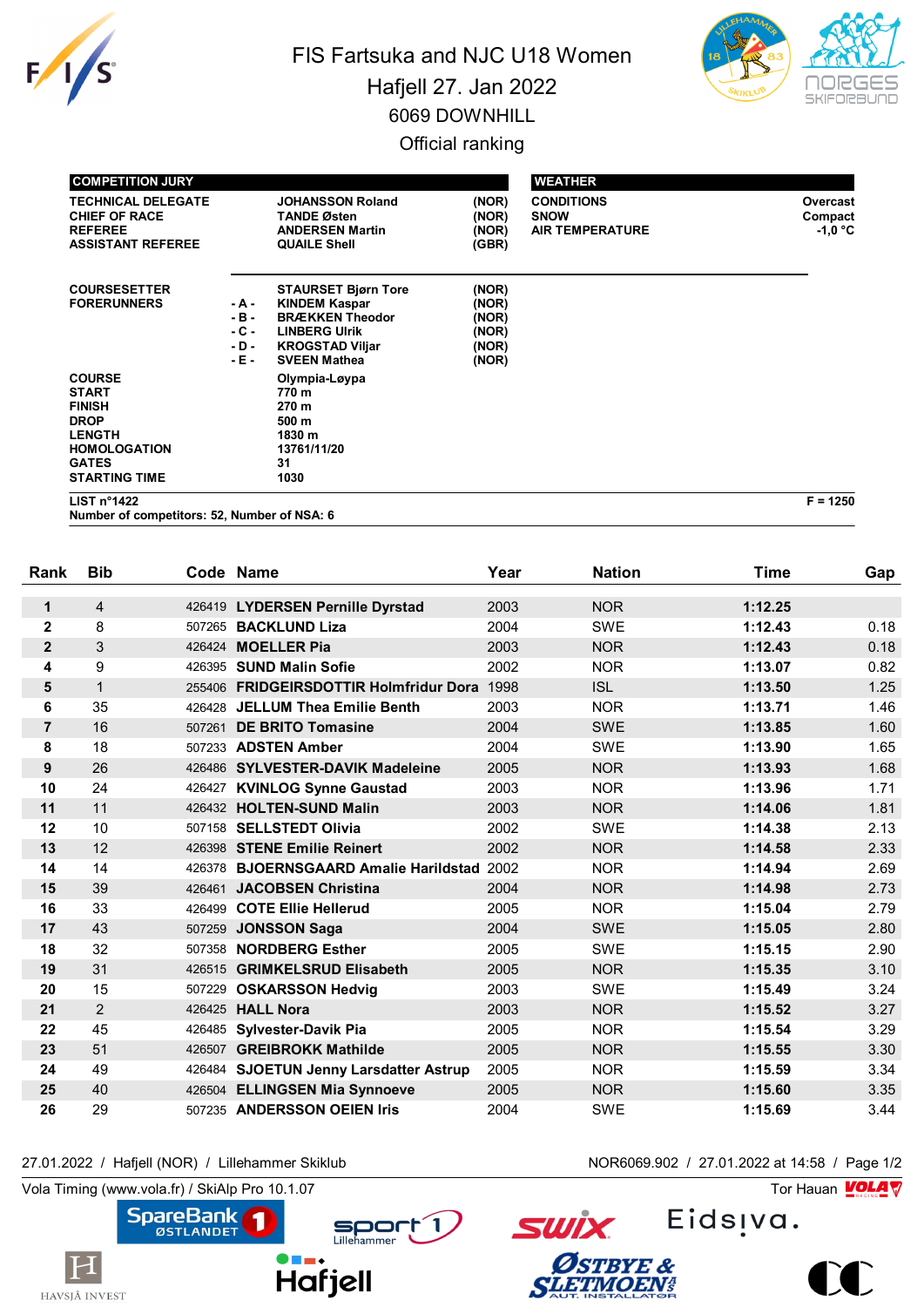# FIS Fartsuka and NJC U18 Women

## Hafjell 27. Jan 2022

### 6069 DOWNHILL

### Official ranking

| COMPETITION JURY | | | |
|---|---|---|---|
| TECHNICAL DELEGATE | | JOHANSSON Roland | (NOR) |
| CHIEF OF RACE | | TANDE Østen | (NOR) |
| REFEREE | | ANDERSEN Martin | (NOR) |
| ASSISTANT REFEREE | | QUAILE Shell | (GBR) |
| COURSESETTER | | STAURSET Bjørn Tore | (NOR) |
| FORERUNNERS | - A - | KINDEM Kaspar | (NOR) |
| | - B - | BRÆKKEN Theodor | (NOR) |
| | - C - | LINBERG Ulrik | (NOR) |
| | - D - | KROGSTAD Viljar | (NOR) |
| | - E - | SVEEN Mathea | (NOR) |

| WEATHER | |
|---|---|
| CONDITIONS | Overcast |
| SNOW | Compact |
| AIR TEMPERATURE | -1,0 °C |

| | |
|---|---|
| COURSE | Olympia-Løypa |
| START | 770 m |
| FINISH | 270 m |
| DROP | 500 m |
| LENGTH | 1830 m |
| HOMOLOGATION | 13761/11/20 |
| GATES | 31 |
| STARTING TIME | 1030 |

LIST n°1422 — F = 1250

Number of competitors: 52, Number of NSA: 6

| Rank | Bib | Code | Name | Year | Nation | Time | Gap |
|---|---|---|---|---|---|---|---|
| 1 | 4 | 426419 | LYDERSEN Pernille Dyrstad | 2003 | NOR | 1:12.25 | |
| 2 | 8 | 507265 | BACKLUND Liza | 2004 | SWE | 1:12.43 | 0.18 |
| 2 | 3 | 426424 | MOELLER Pia | 2003 | NOR | 1:12.43 | 0.18 |
| 4 | 9 | 426395 | SUND Malin Sofie | 2002 | NOR | 1:13.07 | 0.82 |
| 5 | 1 | 255406 | FRIDGEIRSDOTTIR Holmfridur Dora | 1998 | ISL | 1:13.50 | 1.25 |
| 6 | 35 | 426428 | JELLUM Thea Emilie Benth | 2003 | NOR | 1:13.71 | 1.46 |
| 7 | 16 | 507261 | DE BRITO Tomasine | 2004 | SWE | 1:13.85 | 1.60 |
| 8 | 18 | 507233 | ADSTEN Amber | 2004 | SWE | 1:13.90 | 1.65 |
| 9 | 26 | 426486 | SYLVESTER-DAVIK Madeleine | 2005 | NOR | 1:13.93 | 1.68 |
| 10 | 24 | 426427 | KVINLOG Synne Gaustad | 2003 | NOR | 1:13.96 | 1.71 |
| 11 | 11 | 426432 | HOLTEN-SUND Malin | 2003 | NOR | 1:14.06 | 1.81 |
| 12 | 10 | 507158 | SELLSTEDT Olivia | 2002 | SWE | 1:14.38 | 2.13 |
| 13 | 12 | 426398 | STENE Emilie Reinert | 2002 | NOR | 1:14.58 | 2.33 |
| 14 | 14 | 426378 | BJOERNSGAARD Amalie Harildstad | 2002 | NOR | 1:14.94 | 2.69 |
| 15 | 39 | 426461 | JACOBSEN Christina | 2004 | NOR | 1:14.98 | 2.73 |
| 16 | 33 | 426499 | COTE Ellie Hellerud | 2005 | NOR | 1:15.04 | 2.79 |
| 17 | 43 | 507259 | JONSSON Saga | 2004 | SWE | 1:15.05 | 2.80 |
| 18 | 32 | 507358 | NORDBERG Esther | 2005 | SWE | 1:15.15 | 2.90 |
| 19 | 31 | 426515 | GRIMKELSRUD Elisabeth | 2005 | NOR | 1:15.35 | 3.10 |
| 20 | 15 | 507229 | OSKARSSON Hedvig | 2003 | SWE | 1:15.49 | 3.24 |
| 21 | 2 | 426425 | HALL Nora | 2003 | NOR | 1:15.52 | 3.27 |
| 22 | 45 | 426485 | Sylvester-Davik Pia | 2005 | NOR | 1:15.54 | 3.29 |
| 23 | 51 | 426507 | GREIBROKK Mathilde | 2005 | NOR | 1:15.55 | 3.30 |
| 24 | 49 | 426484 | SJOETUN Jenny Larsdatter Astrup | 2005 | NOR | 1:15.59 | 3.34 |
| 25 | 40 | 426504 | ELLINGSEN Mia Synnoeve | 2005 | NOR | 1:15.60 | 3.35 |
| 26 | 29 | 507235 | ANDERSSON OEIEN Iris | 2004 | SWE | 1:15.69 | 3.44 |

27.01.2022 / Hafjell (NOR) / Lillehammer Skiklub — NOR6069.902 / 27.01.2022 at 14:58

Vola Timing (www.vola.fr) / SkiAlp Pro 10.1.07 — Tor Hauan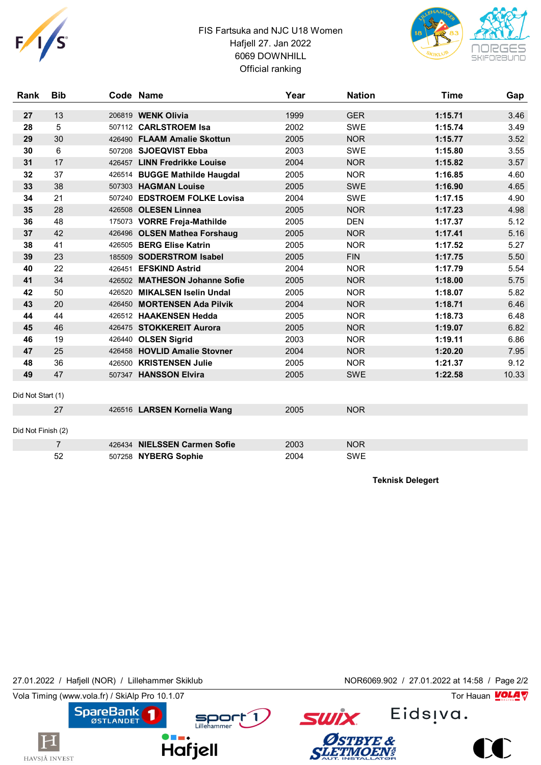FIS Fartsuka and NJC U18 Women
Hafjell 27. Jan 2022
6069 DOWNHILL
Official ranking

| Rank | Bib | Code | Name | Year | Nation | Time | Gap |
|---|---|---|---|---|---|---|---|
| 27 | 13 | 206819 | **WENK Olivia** | 1999 | GER | **1:15.71** | 3.46 |
| 28 | 5 | 507112 | **CARLSTROEM Isa** | 2002 | SWE | **1:15.74** | 3.49 |
| 29 | 30 | 426490 | **FLAAM Amalie Skottun** | 2005 | NOR | **1:15.77** | 3.52 |
| 30 | 6 | 507208 | **SJOEQVIST Ebba** | 2003 | SWE | **1:15.80** | 3.55 |
| 31 | 17 | 426457 | **LINN Fredrikke Louise** | 2004 | NOR | **1:15.82** | 3.57 |
| 32 | 37 | 426514 | **BUGGE Mathilde Haugdal** | 2005 | NOR | **1:16.85** | 4.60 |
| 33 | 38 | 507303 | **HAGMAN Louise** | 2005 | SWE | **1:16.90** | 4.65 |
| 34 | 21 | 507240 | **EDSTROEM FOLKE Lovisa** | 2004 | SWE | **1:17.15** | 4.90 |
| 35 | 28 | 426508 | **OLESEN Linnea** | 2005 | NOR | **1:17.23** | 4.98 |
| 36 | 48 | 175073 | **VORRE Freja-Mathilde** | 2005 | DEN | **1:17.37** | 5.12 |
| 37 | 42 | 426496 | **OLSEN Mathea Forshaug** | 2005 | NOR | **1:17.41** | 5.16 |
| 38 | 41 | 426505 | **BERG Elise Katrin** | 2005 | NOR | **1:17.52** | 5.27 |
| 39 | 23 | 185509 | **SODERSTROM Isabel** | 2005 | FIN | **1:17.75** | 5.50 |
| 40 | 22 | 426451 | **EFSKIND Astrid** | 2004 | NOR | **1:17.79** | 5.54 |
| 41 | 34 | 426502 | **MATHESON Johanne Sofie** | 2005 | NOR | **1:18.00** | 5.75 |
| 42 | 50 | 426520 | **MIKALSEN Iselin Undal** | 2005 | NOR | **1:18.07** | 5.82 |
| 43 | 20 | 426450 | **MORTENSEN Ada Pilvik** | 2004 | NOR | **1:18.71** | 6.46 |
| 44 | 44 | 426512 | **HAAKENSEN Hedda** | 2005 | NOR | **1:18.73** | 6.48 |
| 45 | 46 | 426475 | **STOKKEREIT Aurora** | 2005 | NOR | **1:19.07** | 6.82 |
| 46 | 19 | 426440 | **OLSEN Sigrid** | 2003 | NOR | **1:19.11** | 6.86 |
| 47 | 25 | 426458 | **HOVLID Amalie Stovner** | 2004 | NOR | **1:20.20** | 7.95 |
| 48 | 36 | 426500 | **KRISTENSEN Julie** | 2005 | NOR | **1:21.37** | 9.12 |
| 49 | 47 | 507347 | **HANSSON Elvira** | 2005 | SWE | **1:22.58** | 10.33 |

Did Not Start (1)

| | Bib | Code | Name | Year | Nation |
|---|---|---|---|---|---|
| | 27 | 426516 | **LARSEN Kornelia Wang** | 2005 | NOR |

Did Not Finish (2)

| | Bib | Code | Name | Year | Nation |
|---|---|---|---|---|---|
| | 7 | 426434 | **NIELSSEN Carmen Sofie** | 2003 | NOR |
| | 52 | 507258 | **NYBERG Sophie** | 2004 | SWE |

**Teknisk Delegert**

27.01.2022 / Hafjell (NOR) / Lillehammer Skiklub

NOR6069.902 / 27.01.2022 at 14:58

Vola Timing (www.vola.fr) / SkiAlp Pro 10.1.07

Tor Hauan